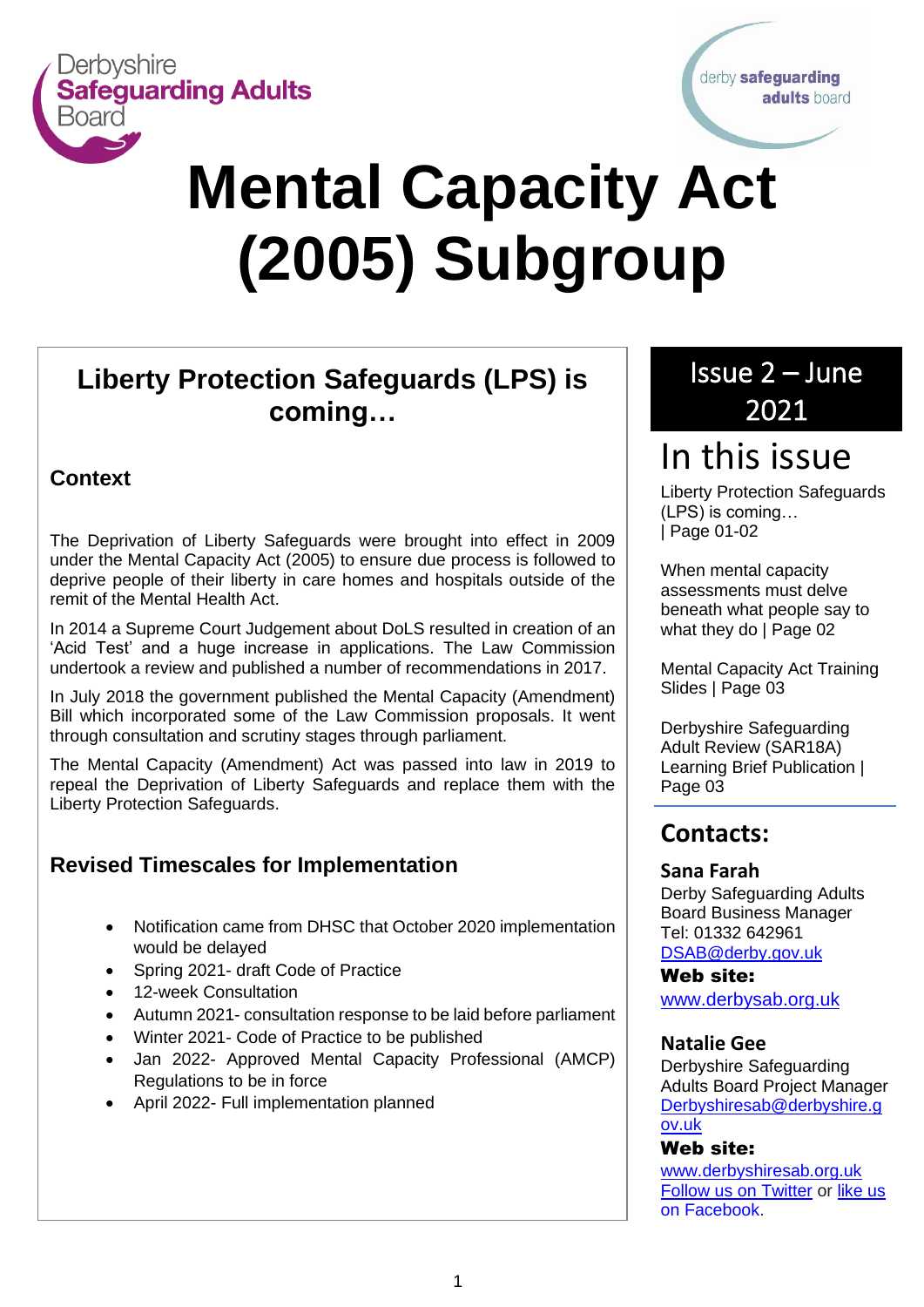Derbyshire Safeguarding Adults Board

derby safeguarding adults board

# Mental Capacity Act (2005) Subgroup

## Liberty Protection Safeguards (LPS) is coming…

### Context

The Deprivation of Liberty Safeguards were brought into effect in 2009 under the Mental Capacity Act (2005) to ensure due process is followed to deprive people of their liberty in care homes and hospitals outside of the remit of the Mental Health Act.

In 2014 a Supreme Court Judgement about DoLS resulted in creation of an 'Acid Test' and a huge increase in applications. The Law Commission undertook a review and published a number of recommendations in 2017.

In July 2018 the government published the Mental Capacity (Amendment) Bill which incorporated some of the Law Commission proposals. It went through consultation and scrutiny stages through parliament.

The Mental Capacity (Amendment) Act was passed into law in 2019 to repeal the Deprivation of Liberty Safeguards and replace them with the Liberty Protection Safeguards.

### Revised Timescales for Implementation

- Notification came from DHSC that October 2020 implementation would be delayed
- Spring 2021- draft Code of Practice
- 12-week Consultation
- Autumn 2021- consultation response to be laid before parliament
- Winter 2021- Code of Practice to be published
- Jan 2022- Approved Mental Capacity Professional (AMCP) Regulations to be in force
- April 2022- Full implementation planned

## Issue 2 – June 2021

## In this issue

Liberty Protection Safeguards (LPS) is coming… | Page 01-02

When mental capacity assessments must delve beneath what people say to what they do | Page 02

Mental Capacity Act Training Slides | Page 03

Derbyshire Safeguarding Adult Review (SAR18A) Learning Brief Publication | Page 03

## Contacts:

**Sana Farah**
Derby Safeguarding Adults Board Business Manager
Tel: 01332 642961
DSAB@derby.gov.uk

**Web site:**
www.derbysab.org.uk

**Natalie Gee**
Derbyshire Safeguarding Adults Board Project Manager
Derbyshiresab@derbyshire.gov.uk

**Web site:**
www.derbyshiresab.org.uk
Follow us on Twitter or like us on Facebook.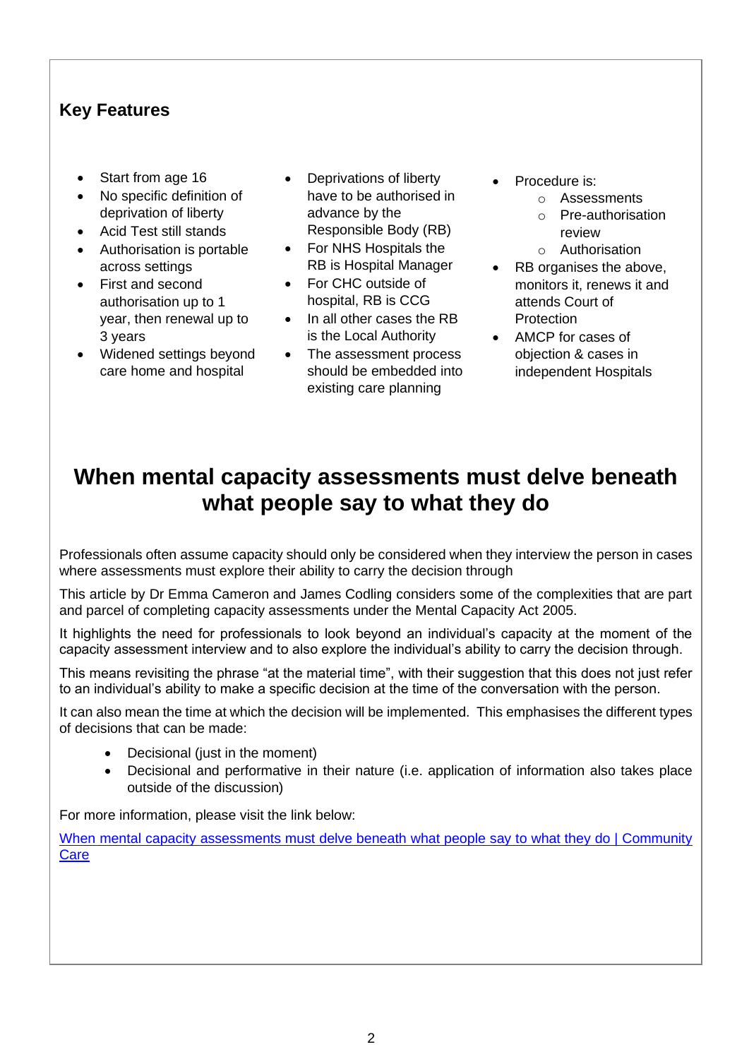## Key Features

- Start from age 16
- No specific definition of deprivation of liberty
- Acid Test still stands
- Authorisation is portable across settings
- First and second authorisation up to 1 year, then renewal up to 3 years
- Widened settings beyond care home and hospital

- Deprivations of liberty have to be authorised in advance by the Responsible Body (RB)
- For NHS Hospitals the RB is Hospital Manager
- For CHC outside of hospital, RB is CCG
- In all other cases the RB is the Local Authority
- The assessment process should be embedded into existing care planning

- Procedure is:
  - Assessments
  - Pre-authorisation review
  - Authorisation
- RB organises the above, monitors it, renews it and attends Court of Protection
- AMCP for cases of objection & cases in independent Hospitals

# When mental capacity assessments must delve beneath what people say to what they do

Professionals often assume capacity should only be considered when they interview the person in cases where assessments must explore their ability to carry the decision through

This article by Dr Emma Cameron and James Codling considers some of the complexities that are part and parcel of completing capacity assessments under the Mental Capacity Act 2005.

It highlights the need for professionals to look beyond an individual's capacity at the moment of the capacity assessment interview and to also explore the individual's ability to carry the decision through.

This means revisiting the phrase "at the material time", with their suggestion that this does not just refer to an individual's ability to make a specific decision at the time of the conversation with the person.

It can also mean the time at which the decision will be implemented. This emphasises the different types of decisions that can be made:

- Decisional (just in the moment)
- Decisional and performative in their nature (i.e. application of information also takes place outside of the discussion)

For more information, please visit the link below:

[When mental capacity assessments must delve beneath what people say to what they do | Community Care]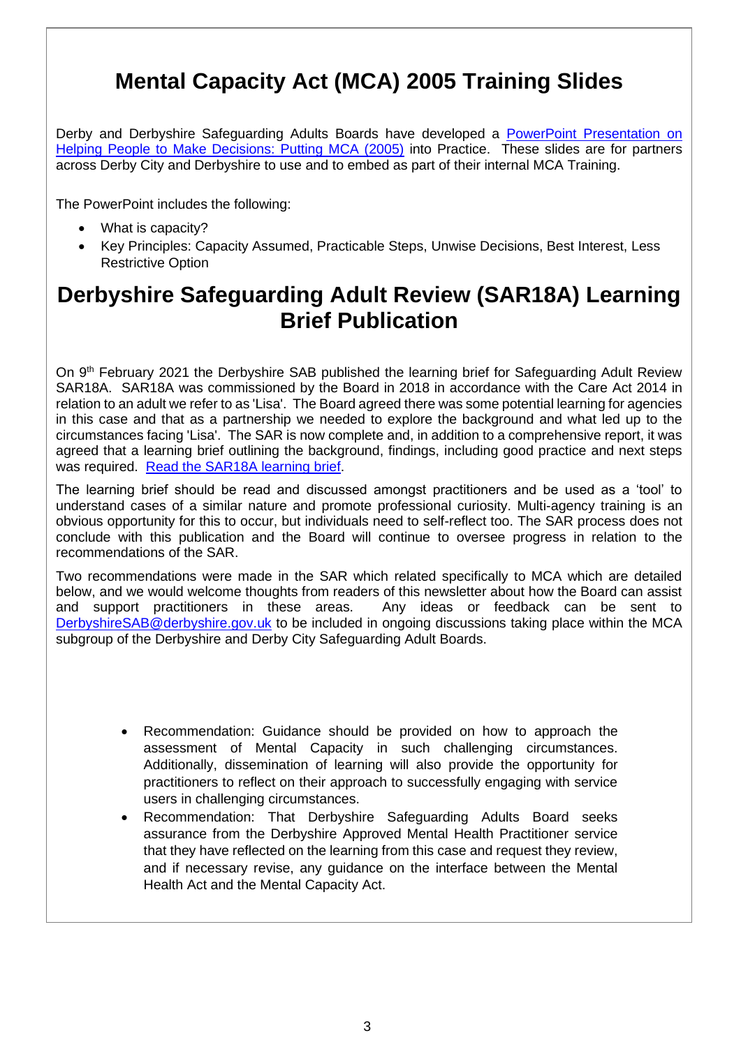## Mental Capacity Act (MCA) 2005 Training Slides

Derby and Derbyshire Safeguarding Adults Boards have developed a [PowerPoint Presentation on Helping People to Make Decisions: Putting MCA (2005)]() into Practice. These slides are for partners across Derby City and Derbyshire to use and to embed as part of their internal MCA Training.

The PowerPoint includes the following:

- What is capacity?
- Key Principles: Capacity Assumed, Practicable Steps, Unwise Decisions, Best Interest, Less Restrictive Option

## Derbyshire Safeguarding Adult Review (SAR18A) Learning Brief Publication

On 9th February 2021 the Derbyshire SAB published the learning brief for Safeguarding Adult Review SAR18A. SAR18A was commissioned by the Board in 2018 in accordance with the Care Act 2014 in relation to an adult we refer to as 'Lisa'. The Board agreed there was some potential learning for agencies in this case and that as a partnership we needed to explore the background and what led up to the circumstances facing 'Lisa'. The SAR is now complete and, in addition to a comprehensive report, it was agreed that a learning brief outlining the background, findings, including good practice and next steps was required. [Read the SAR18A learning brief]().

The learning brief should be read and discussed amongst practitioners and be used as a 'tool' to understand cases of a similar nature and promote professional curiosity. Multi-agency training is an obvious opportunity for this to occur, but individuals need to self-reflect too. The SAR process does not conclude with this publication and the Board will continue to oversee progress in relation to the recommendations of the SAR.

Two recommendations were made in the SAR which related specifically to MCA which are detailed below, and we would welcome thoughts from readers of this newsletter about how the Board can assist and support practitioners in these areas. Any ideas or feedback can be sent to DerbyshireSAB@derbyshire.gov.uk to be included in ongoing discussions taking place within the MCA subgroup of the Derbyshire and Derby City Safeguarding Adult Boards.

- Recommendation: Guidance should be provided on how to approach the assessment of Mental Capacity in such challenging circumstances. Additionally, dissemination of learning will also provide the opportunity for practitioners to reflect on their approach to successfully engaging with service users in challenging circumstances.
- Recommendation: That Derbyshire Safeguarding Adults Board seeks assurance from the Derbyshire Approved Mental Health Practitioner service that they have reflected on the learning from this case and request they review, and if necessary revise, any guidance on the interface between the Mental Health Act and the Mental Capacity Act.